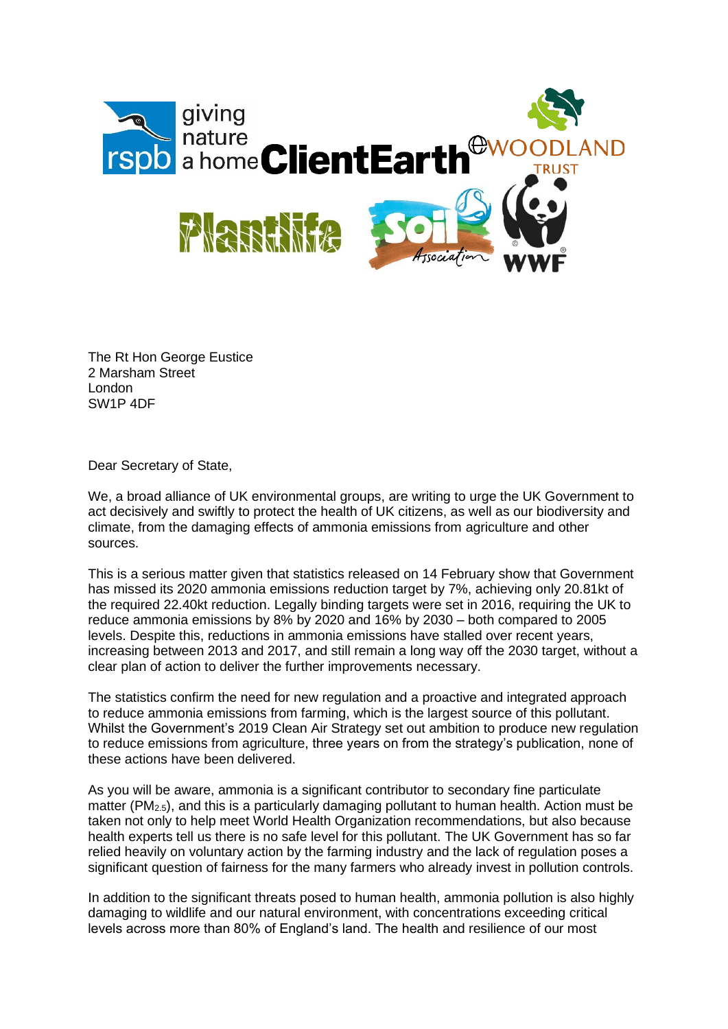The Rt Hon George Eustice
2 Marsham Street
London
SW1P 4DF

Dear Secretary of State,

We, a broad alliance of UK environmental groups, are writing to urge the UK Government to act decisively and swiftly to protect the health of UK citizens, as well as our biodiversity and climate, from the damaging effects of ammonia emissions from agriculture and other sources.

This is a serious matter given that statistics released on 14 February show that Government has missed its 2020 ammonia emissions reduction target by 7%, achieving only 20.81kt of the required 22.40kt reduction. Legally binding targets were set in 2016, requiring the UK to reduce ammonia emissions by 8% by 2020 and 16% by 2030 – both compared to 2005 levels. Despite this, reductions in ammonia emissions have stalled over recent years, increasing between 2013 and 2017, and still remain a long way off the 2030 target, without a clear plan of action to deliver the further improvements necessary.

The statistics confirm the need for new regulation and a proactive and integrated approach to reduce ammonia emissions from farming, which is the largest source of this pollutant. Whilst the Government's 2019 Clean Air Strategy set out ambition to produce new regulation to reduce emissions from agriculture, three years on from the strategy's publication, none of these actions have been delivered.

As you will be aware, ammonia is a significant contributor to secondary fine particulate matter ($PM_{2.5}$), and this is a particularly damaging pollutant to human health. Action must be taken not only to help meet World Health Organization recommendations, but also because health experts tell us there is no safe level for this pollutant. The UK Government has so far relied heavily on voluntary action by the farming industry and the lack of regulation poses a significant question of fairness for the many farmers who already invest in pollution controls.

In addition to the significant threats posed to human health, ammonia pollution is also highly damaging to wildlife and our natural environment, with concentrations exceeding critical levels across more than 80% of England's land. The health and resilience of our most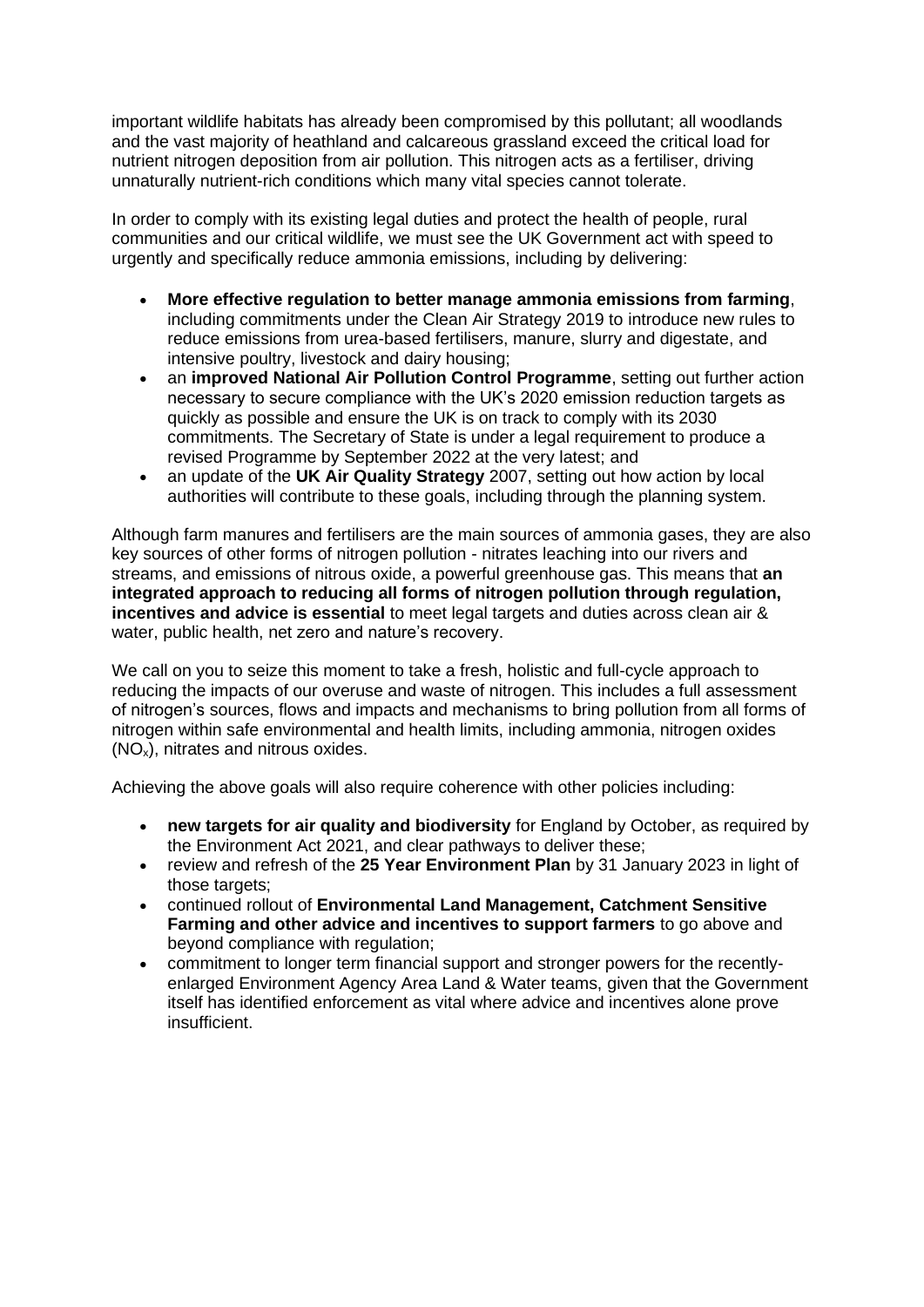important wildlife habitats has already been compromised by this pollutant; all woodlands and the vast majority of heathland and calcareous grassland exceed the critical load for nutrient nitrogen deposition from air pollution. This nitrogen acts as a fertiliser, driving unnaturally nutrient-rich conditions which many vital species cannot tolerate.

In order to comply with its existing legal duties and protect the health of people, rural communities and our critical wildlife, we must see the UK Government act with speed to urgently and specifically reduce ammonia emissions, including by delivering:

- **More effective regulation to better manage ammonia emissions from farming**, including commitments under the Clean Air Strategy 2019 to introduce new rules to reduce emissions from urea-based fertilisers, manure, slurry and digestate, and intensive poultry, livestock and dairy housing;
- an **improved National Air Pollution Control Programme**, setting out further action necessary to secure compliance with the UK's 2020 emission reduction targets as quickly as possible and ensure the UK is on track to comply with its 2030 commitments. The Secretary of State is under a legal requirement to produce a revised Programme by September 2022 at the very latest; and
- an update of the **UK Air Quality Strategy** 2007, setting out how action by local authorities will contribute to these goals, including through the planning system.

Although farm manures and fertilisers are the main sources of ammonia gases, they are also key sources of other forms of nitrogen pollution - nitrates leaching into our rivers and streams, and emissions of nitrous oxide, a powerful greenhouse gas. This means that **an integrated approach to reducing all forms of nitrogen pollution through regulation, incentives and advice is essential** to meet legal targets and duties across clean air & water, public health, net zero and nature's recovery.

We call on you to seize this moment to take a fresh, holistic and full-cycle approach to reducing the impacts of our overuse and waste of nitrogen. This includes a full assessment of nitrogen's sources, flows and impacts and mechanisms to bring pollution from all forms of nitrogen within safe environmental and health limits, including ammonia, nitrogen oxides ($NO_x$), nitrates and nitrous oxides.

Achieving the above goals will also require coherence with other policies including:

- **new targets for air quality and biodiversity** for England by October, as required by the Environment Act 2021, and clear pathways to deliver these;
- review and refresh of the **25 Year Environment Plan** by 31 January 2023 in light of those targets;
- continued rollout of **Environmental Land Management, Catchment Sensitive Farming and other advice and incentives to support farmers** to go above and beyond compliance with regulation;
- commitment to longer term financial support and stronger powers for the recently-enlarged Environment Agency Area Land & Water teams, given that the Government itself has identified enforcement as vital where advice and incentives alone prove insufficient.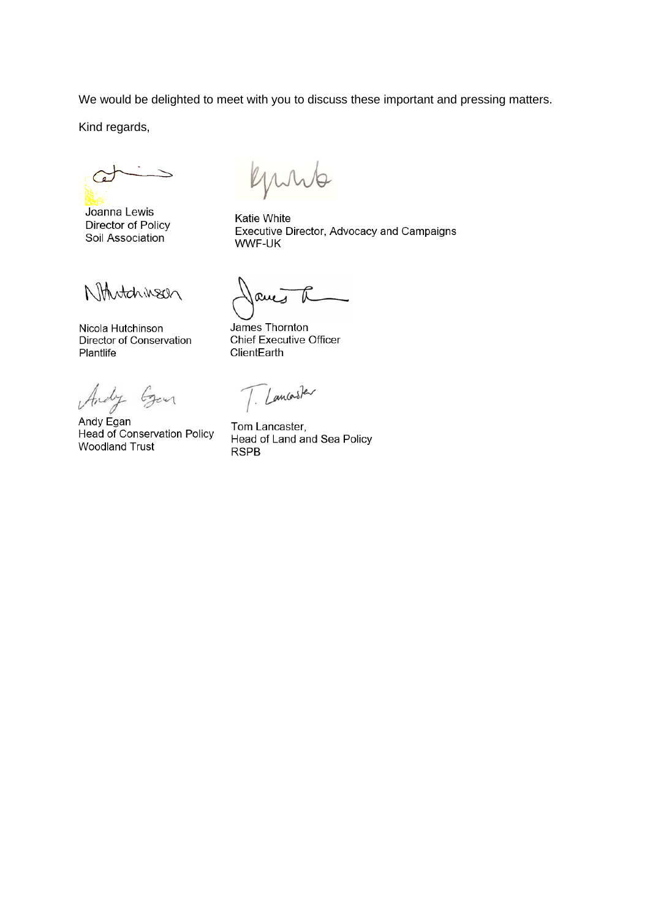We would be delighted to meet with you to discuss these important and pressing matters.

Kind regards,

Joanna Lewis
Director of Policy
Soil Association

Katie White
Executive Director, Advocacy and Campaigns
WWF-UK

Nicola Hutchinson
Director of Conservation
Plantlife

James Thornton
Chief Executive Officer
ClientEarth

Andy Egan
Head of Conservation Policy
Woodland Trust

Tom Lancaster,
Head of Land and Sea Policy
RSPB